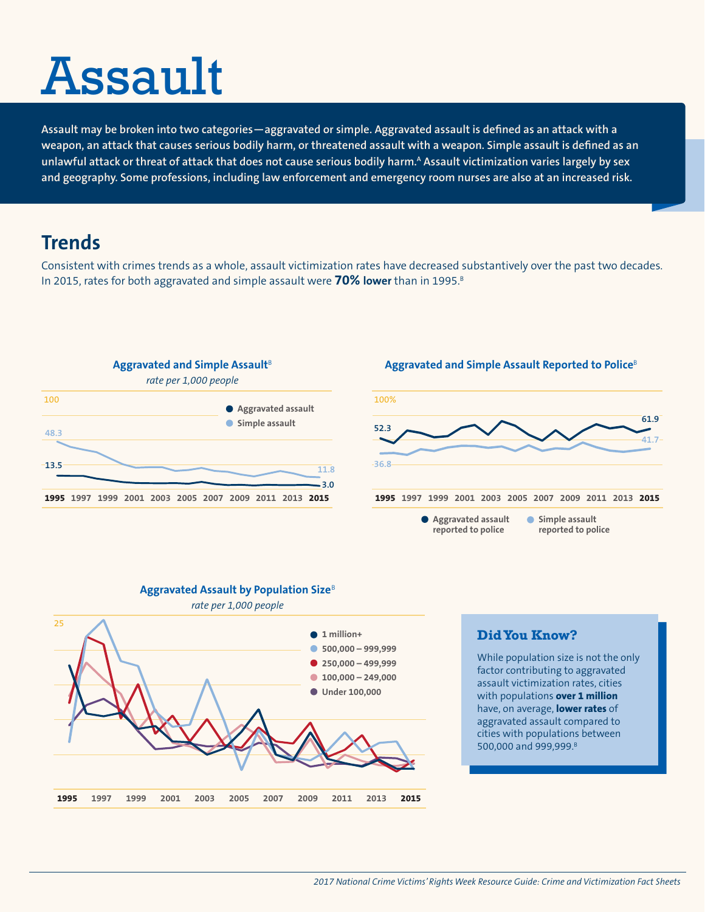# Assault

Assault may be broken into two categories—aggravated or simple. Aggravated assault is defined as an attack with a weapon, an attack that causes serious bodily harm, or threatened assault with a weapon. Simple assault is defined as an unlawful attack or threat of attack that does not cause serious bodily harm.[A] Assault victimization varies largely by sex and geography. Some professions, including law enforcement and emergency room nurses are also at an increased risk.

## Trends

Consistent with crimes trends as a whole, assault victimization rates have decreased substantively over the past two decades. In 2015, rates for both aggravated and simple assault were **70% lower** than in 1995.[B]

**Aggravated and Simple Assault**[B]

*rate per 1,000 people*

| | 1995 | 2015 |
|---|---|---|
| Aggravated assault | 13.5 | 3.0 |
| Simple assault | 48.3 | 11.8 |

**Aggravated and Simple Assault Reported to Police**[B]

| | 1995 | 2015 |
|---|---|---|
| Aggravated assault reported to police | 52.3% | 61.9% |
| Simple assault reported to police | 36.8% | 41.7% |

**Aggravated Assault by Population Size**[B]

*rate per 1,000 people*

Series: 1 million+; 500,000 – 999,999; 250,000 – 499,999; 100,000 – 249,999; Under 100,000 (1995–2015)

### Did You Know?

While population size is not the only factor contributing to aggravated assault victimization rates, cities with populations **over 1 million** have, on average, **lower rates** of aggravated assault compared to cities with populations between 500,000 and 999,999.[B]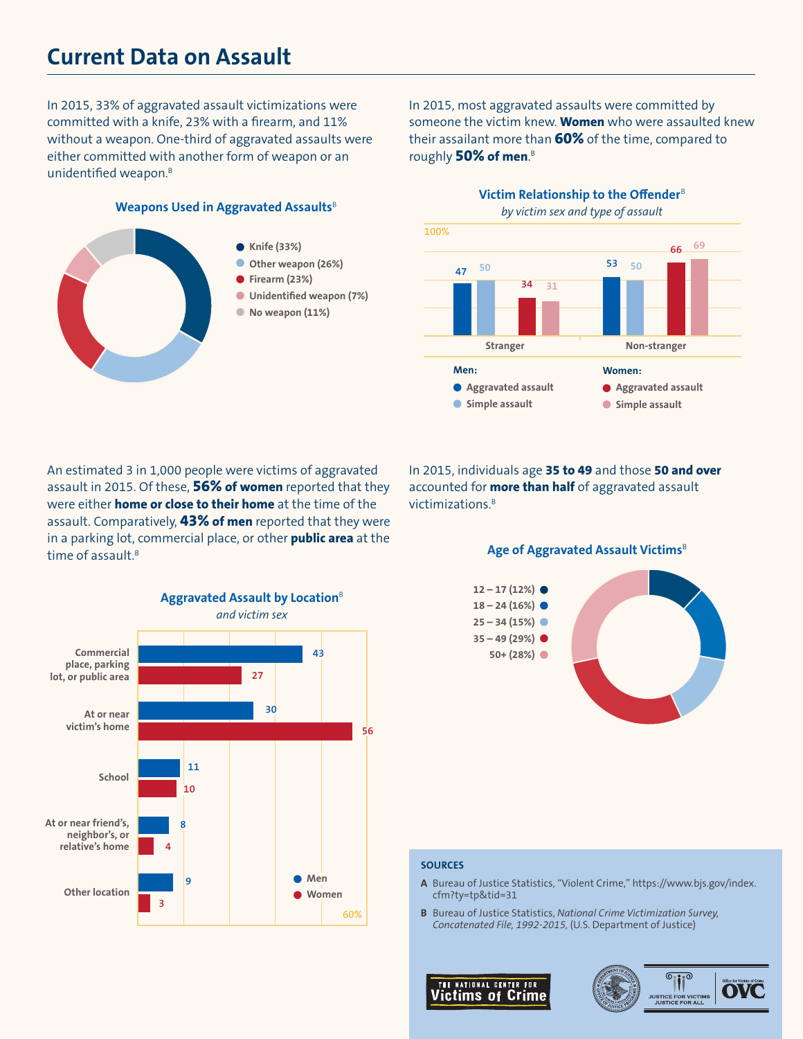# Current Data on Assault

In 2015, 33% of aggravated assault victimizations were committed with a knife, 23% with a firearm, and 11% without a weapon. One-third of aggravated assaults were either committed with another form of weapon or an unidentified weapon.[B]

**Weapons Used in Aggravated Assaults**[B]

Knife (33%)
Other weapon (26%)
Firearm (23%)
Unidentified weapon (7%)
No weapon (11%)

In 2015, most aggravated assaults were committed by someone the victim knew. **Women** who were assaulted knew their assailant more than **60%** of the time, compared to roughly **50% of men**.[B]

**Victim Relationship to the Offender**[B]

*by victim sex and type of assault*

100%

Stranger: 47, 50, 34, 31
Non-stranger: 53, 50, 66, 69

Men:
Aggravated assault
Simple assault

Women:
Aggravated assault
Simple assault

An estimated 3 in 1,000 people were victims of aggravated assault in 2015. Of these, **56% of women** reported that they were either **home or close to their home** at the time of the assault. Comparatively, **43% of men** reported that they were in a parking lot, commercial place, or other **public area** at the time of assault.[B]

**Aggravated Assault by Location**[B]

*and victim sex*

Commercial place, parking lot, or public area: 43, 27
At or near victim's home: 30, 56
School: 11, 10
At or near friend's, neighbor's, or relative's home: 8, 4
Other location: 9, 3

Men
Women

60%

In 2015, individuals age **35 to 49** and those **50 and over** accounted for **more than half** of aggravated assault victimizations.[B]

**Age of Aggravated Assault Victims**[B]

12 – 17 (12%)
18 – 24 (16%)
25 – 34 (15%)
35 – 49 (29%)
50+ (28%)

**SOURCES**

**A** Bureau of Justice Statistics, "Violent Crime," https://www.bjs.gov/index.cfm?ty=tp&tid=31

**B** Bureau of Justice Statistics, *National Crime Victimization Survey, Concatenated File, 1992-2015,* (U.S. Department of Justice)

THE NATIONAL CENTER FOR Victims of Crime

JUSTICE FOR VICTIMS JUSTICE FOR ALL

Office for Victims of Crime OVC